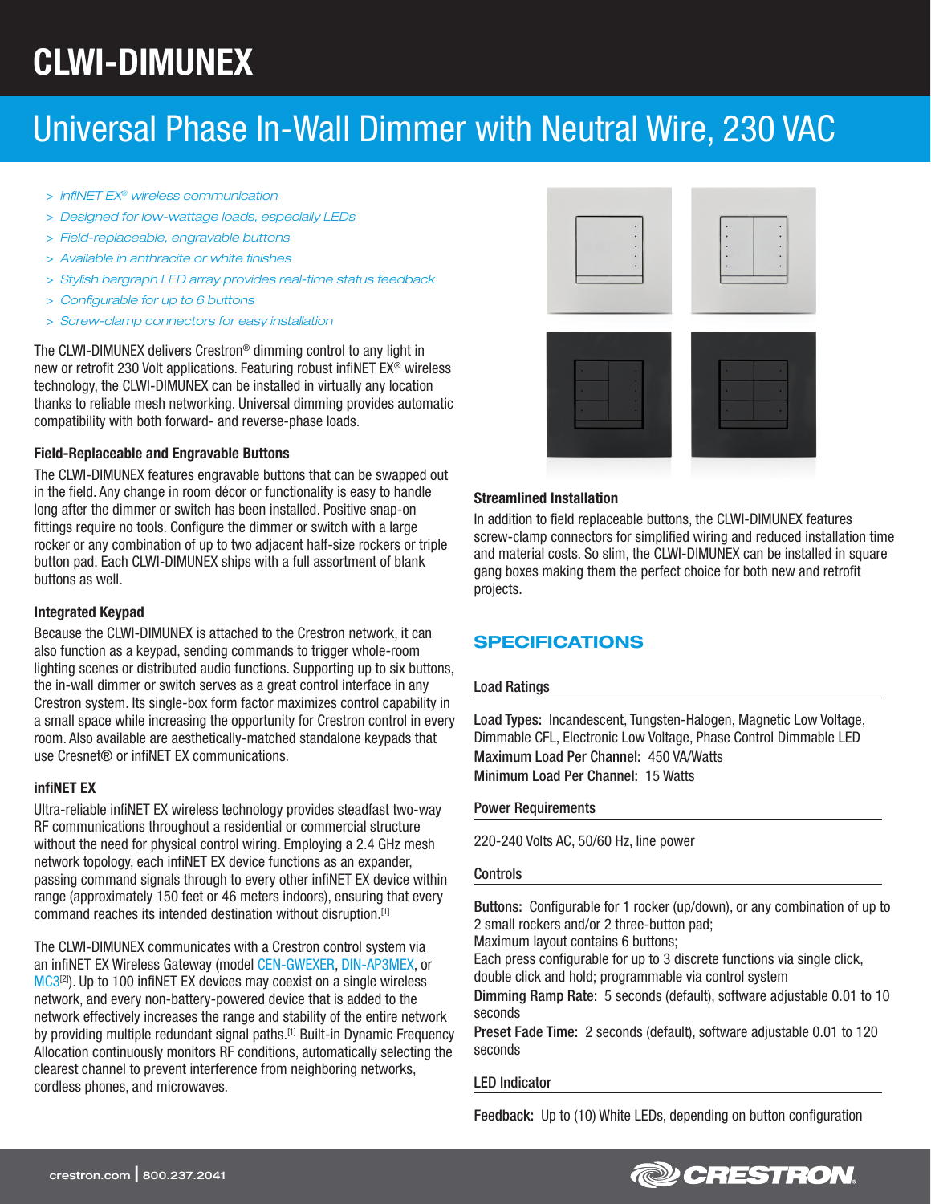# CLWI-DIMUNEX

## Universal Phase In-Wall Dimmer with Neutral Wire, 230 VAC

- *infiNET EX® wireless communication*
- *Designed for low-wattage loads, especially LEDs*
- *Field-replaceable, engravable buttons*
- *Available in anthracite or white finishes*
- *Stylish bargraph LED array provides real-time status feedback*
- *Configurable for up to 6 buttons*
- *Screw-clamp connectors for easy installation*

The CLWI-DIMUNEX delivers Crestron® dimming control to any light in new or retrofit 230 Volt applications. Featuring robust infiNET EX® wireless technology, the CLWI-DIMUNEX can be installed in virtually any location thanks to reliable mesh networking. Universal dimming provides automatic compatibility with both forward- and reverse-phase loads.

### Field-Replaceable and Engravable Buttons

The CLWI-DIMUNEX features engravable buttons that can be swapped out in the field. Any change in room décor or functionality is easy to handle long after the dimmer or switch has been installed. Positive snap-on fittings require no tools. Configure the dimmer or switch with a large rocker or any combination of up to two adjacent half-size rockers or triple button pad. Each CLWI-DIMUNEX ships with a full assortment of blank buttons as well.

### Integrated Keypad

Because the CLWI-DIMUNEX is attached to the Crestron network, it can also function as a keypad, sending commands to trigger whole-room lighting scenes or distributed audio functions. Supporting up to six buttons, the in-wall dimmer or switch serves as a great control interface in any Crestron system. Its single-box form factor maximizes control capability in a small space while increasing the opportunity for Crestron control in every room. Also available are aesthetically-matched standalone keypads that use Cresnet® or infiNET EX communications.

### infiNET EX

Ultra-reliable infiNET EX wireless technology provides steadfast two-way RF communications throughout a residential or commercial structure without the need for physical control wiring. Employing a 2.4 GHz mesh network topology, each infiNET EX device functions as an expander, passing command signals through to every other infiNET EX device within range (approximately 150 feet or 46 meters indoors), ensuring that every command reaches its intended destination without disruption.[1]

The CLWI-DIMUNEX communicates with a Crestron control system via an infiNET EX Wireless Gateway (model CEN-GWEXER, DIN-AP3MEX, or MC3[2]). Up to 100 infiNET EX devices may coexist on a single wireless network, and every non-battery-powered device that is added to the network effectively increases the range and stability of the entire network by providing multiple redundant signal paths.[1] Built-in Dynamic Frequency Allocation continuously monitors RF conditions, automatically selecting the clearest channel to prevent interference from neighboring networks, cordless phones, and microwaves.

### Streamlined Installation

In addition to field replaceable buttons, the CLWI-DIMUNEX features screw-clamp connectors for simplified wiring and reduced installation time and material costs. So slim, the CLWI-DIMUNEX can be installed in square gang boxes making them the perfect choice for both new and retrofit projects.

## SPECIFICATIONS

### Load Ratings

**Load Types:** Incandescent, Tungsten-Halogen, Magnetic Low Voltage, Dimmable CFL, Electronic Low Voltage, Phase Control Dimmable LED
**Maximum Load Per Channel:** 450 VA/Watts
**Minimum Load Per Channel:** 15 Watts

### Power Requirements

220-240 Volts AC, 50/60 Hz, line power

### Controls

**Buttons:** Configurable for 1 rocker (up/down), or any combination of up to 2 small rockers and/or 2 three-button pad;
Maximum layout contains 6 buttons;
Each press configurable for up to 3 discrete functions via single click, double click and hold; programmable via control system
**Dimming Ramp Rate:** 5 seconds (default), software adjustable 0.01 to 10 seconds
**Preset Fade Time:** 2 seconds (default), software adjustable 0.01 to 120 seconds

### LED Indicator

**Feedback:** Up to (10) White LEDs, depending on button configuration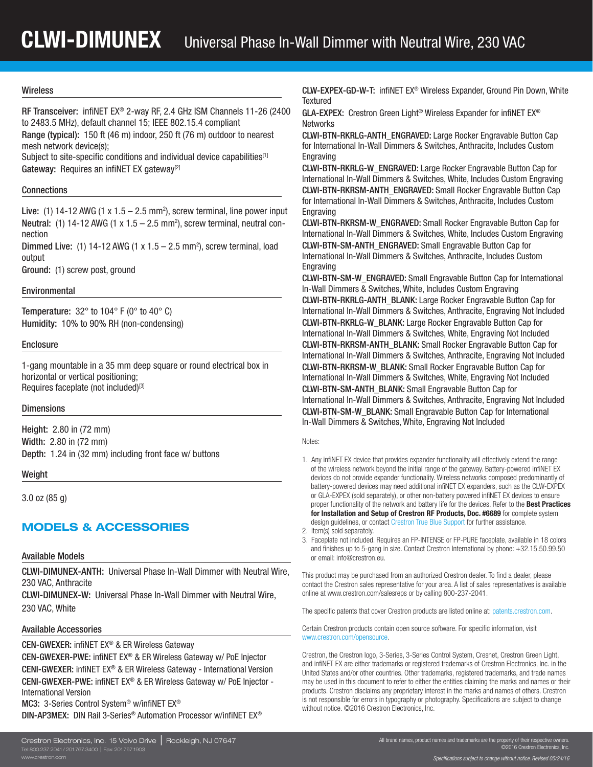// CLWI-DIMUNEX Universal Phase In-Wall Dimmer with Neutral Wire, 230 VAC

### Wireless

**RF Transceiver:** infiNET EX® 2-way RF, 2.4 GHz ISM Channels 11-26 (2400 to 2483.5 MHz), default channel 15; IEEE 802.15.4 compliant

**Range (typical):** 150 ft (46 m) indoor, 250 ft (76 m) outdoor to nearest mesh network device(s);
Subject to site-specific conditions and individual device capabilities[1]

**Gateway:** Requires an infiNET EX gateway[2]

### Connections

**Live:** (1) 14-12 AWG (1 x 1.5 – 2.5 $mm^2$), screw terminal, line power input

**Neutral:** (1) 14-12 AWG (1 x 1.5 – 2.5 $mm^2$), screw terminal, neutral connection

**Dimmed Live:** (1) 14-12 AWG (1 x 1.5 – 2.5 $mm^2$), screw terminal, load output

**Ground:** (1) screw post, ground

### Environmental

**Temperature:** 32° to 104° F (0° to 40° C)

**Humidity:** 10% to 90% RH (non-condensing)

### Enclosure

1-gang mountable in a 35 mm deep square or round electrical box in horizontal or vertical positioning;
Requires faceplate (not included)[3]

### Dimensions

**Height:** 2.80 in (72 mm)

**Width:** 2.80 in (72 mm)

**Depth:** 1.24 in (32 mm) including front face w/ buttons

### Weight

3.0 oz (85 g)

## MODELS & ACCESSORIES

### Available Models

**CLWI-DIMUNEX-ANTH:** Universal Phase In-Wall Dimmer with Neutral Wire, 230 VAC, Anthracite

**CLWI-DIMUNEX-W:** Universal Phase In-Wall Dimmer with Neutral Wire, 230 VAC, White

### Available Accessories

**CEN-GWEXER:** infiNET EX® & ER Wireless Gateway

**CEN-GWEXER-PWE:** infiNET EX® & ER Wireless Gateway w/ PoE Injector

**CENI-GWEXER:** infiNET EX® & ER Wireless Gateway - International Version

**CENI-GWEXER-PWE:** infiNET EX® & ER Wireless Gateway w/ PoE Injector - International Version

**MC3:** 3-Series Control System® w/infiNET EX®

**DIN-AP3MEX:** DIN Rail 3-Series® Automation Processor w/infiNET EX®

**CLW-EXPEX-GD-W-T:** infiNET EX® Wireless Expander, Ground Pin Down, White Textured

**GLA-EXPEX:** Crestron Green Light® Wireless Expander for infiNET EX® Networks

**CLWI-BTN-RKRLG-ANTH_ENGRAVED:** Large Rocker Engravable Button Cap for International In-Wall Dimmers & Switches, Anthracite, Includes Custom Engraving

**CLWI-BTN-RKRLG-W_ENGRAVED:** Large Rocker Engravable Button Cap for International In-Wall Dimmers & Switches, White, Includes Custom Engraving

**CLWI-BTN-RKRSM-ANTH_ENGRAVED:** Small Rocker Engravable Button Cap for International In-Wall Dimmers & Switches, Anthracite, Includes Custom Engraving

**CLWI-BTN-RKRSM-W_ENGRAVED:** Small Rocker Engravable Button Cap for International In-Wall Dimmers & Switches, White, Includes Custom Engraving

**CLWI-BTN-SM-ANTH_ENGRAVED:** Small Engravable Button Cap for International In-Wall Dimmers & Switches, Anthracite, Includes Custom Engraving

**CLWI-BTN-SM-W_ENGRAVED:** Small Engravable Button Cap for International In-Wall Dimmers & Switches, White, Includes Custom Engraving

**CLWI-BTN-RKRLG-ANTH_BLANK:** Large Rocker Engravable Button Cap for International In-Wall Dimmers & Switches, Anthracite, Engraving Not Included

**CLWI-BTN-RKRLG-W_BLANK:** Large Rocker Engravable Button Cap for International In-Wall Dimmers & Switches, White, Engraving Not Included

**CLWI-BTN-RKRSM-ANTH_BLANK:** Small Rocker Engravable Button Cap for International In-Wall Dimmers & Switches, Anthracite, Engraving Not Included

**CLWI-BTN-RKRSM-W_BLANK:** Small Rocker Engravable Button Cap for International In-Wall Dimmers & Switches, White, Engraving Not Included

**CLWI-BTN-SM-ANTH_BLANK:** Small Engravable Button Cap for International In-Wall Dimmers & Switches, Anthracite, Engraving Not Included

**CLWI-BTN-SM-W_BLANK:** Small Engravable Button Cap for International In-Wall Dimmers & Switches, White, Engraving Not Included

Notes:

1. Any infiNET EX device that provides expander functionality will effectively extend the range of the wireless network beyond the initial range of the gateway. Battery-powered infiNET EX devices do not provide expander functionality. Wireless networks composed predominantly of battery-powered devices may need additional infiNET EX expanders, such as the CLW-EXPEX or GLA-EXPEX (sold separately), or other non-battery powered infiNET EX devices to ensure proper functionality of the network and battery life for the devices. Refer to the **Best Practices for Installation and Setup of Crestron RF Products, Doc. #6689** for complete system design guidelines, or contact Crestron True Blue Support for further assistance.
2. Item(s) sold separately.
3. Faceplate not included. Requires an FP-INTENSE or FP-PURE faceplate, available in 18 colors and finishes up to 5-gang in size. Contact Crestron International by phone: +32.15.50.99.50 or email: info@crestron.eu.

This product may be purchased from an authorized Crestron dealer. To find a dealer, please contact the Crestron sales representative for your area. A list of sales representatives is available online at www.crestron.com/salesreps or by calling 800-237-2041.

The specific patents that cover Crestron products are listed online at: patents.crestron.com.

Certain Crestron products contain open source software. For specific information, visit www.crestron.com/opensource.

Crestron, the Crestron logo, 3-Series, 3-Series Control System, Cresnet, Crestron Green Light, and infiNET EX are either trademarks or registered trademarks of Crestron Electronics, Inc. in the United States and/or other countries. Other trademarks, registered trademarks, and trade names may be used in this document to refer to either the entities claiming the marks and names or their products. Crestron disclaims any proprietary interest in the marks and names of others. Crestron is not responsible for errors in typography or photography. Specifications are subject to change without notice. ©2016 Crestron Electronics, Inc.